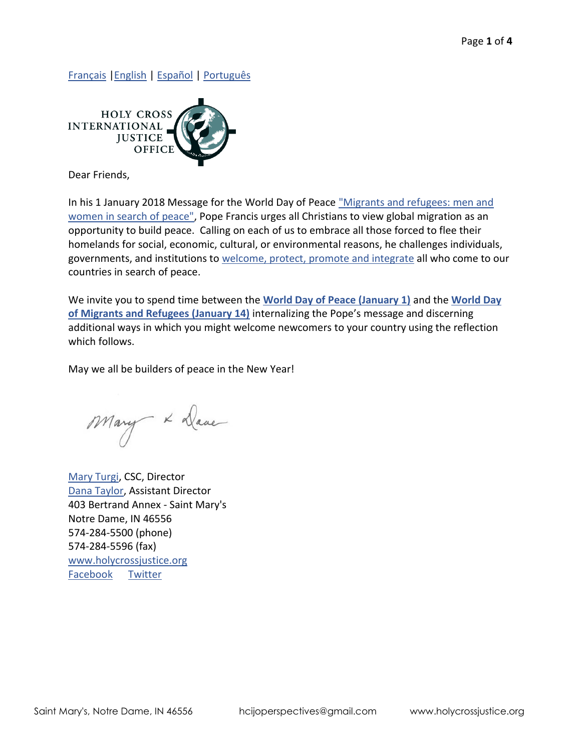Français |English | Español | Português

HOLY CROSS INTERNATIONAL JUSTICE OFFICE

Dear Friends,

In his 1 January 2018 Message for the World Day of Peace "Migrants and refugees: men and women in search of peace", Pope Francis urges all Christians to view global migration as an opportunity to build peace. Calling on each of us to embrace all those forced to flee their homelands for social, economic, cultural, or environmental reasons, he challenges individuals, governments, and institutions to welcome, protect, promote and integrate all who come to our countries in search of peace.

We invite you to spend time between the **World Day of Peace (January 1)** and the **World Day of Migrants and Refugees (January 14)** internalizing the Pope's message and discerning additional ways in which you might welcome newcomers to your country using the reflection which follows.

May we all be builders of peace in the New Year!

Mary & Dana

Mary Turgi, CSC, Director  
Dana Taylor, Assistant Director  
403 Bertrand Annex - Saint Mary's  
Notre Dame, IN 46556  
574-284-5500 (phone)  
574-284-5596 (fax)  
www.holycrossjustice.org  
Facebook Twitter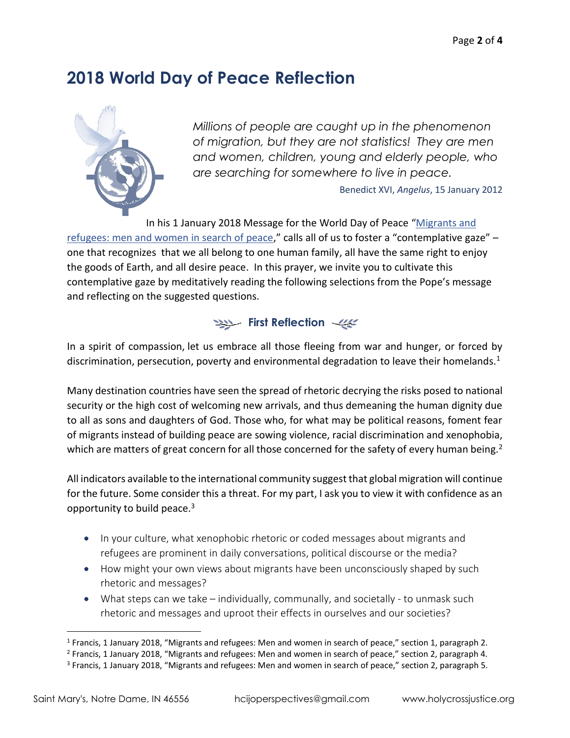# 2018 World Day of Peace Reflection

*Millions of people are caught up in the phenomenon of migration, but they are not statistics! They are men and women, children, young and elderly people, who are searching for somewhere to live in peace.*

Benedict XVI, *Angelus*, 15 January 2012

In his 1 January 2018 Message for the World Day of Peace "Migrants and refugees: men and women in search of peace," calls all of us to foster a "contemplative gaze" – one that recognizes that we all belong to one human family, all have the same right to enjoy the goods of Earth, and all desire peace. In this prayer, we invite you to cultivate this contemplative gaze by meditatively reading the following selections from the Pope's message and reflecting on the suggested questions.

## First Reflection

In a spirit of compassion, let us embrace all those fleeing from war and hunger, or forced by discrimination, persecution, poverty and environmental degradation to leave their homelands.[1]

Many destination countries have seen the spread of rhetoric decrying the risks posed to national security or the high cost of welcoming new arrivals, and thus demeaning the human dignity due to all as sons and daughters of God. Those who, for what may be political reasons, foment fear of migrants instead of building peace are sowing violence, racial discrimination and xenophobia, which are matters of great concern for all those concerned for the safety of every human being.[2]

All indicators available to the international community suggest that global migration will continue for the future. Some consider this a threat. For my part, I ask you to view it with confidence as an opportunity to build peace.[3]

- In your culture, what xenophobic rhetoric or coded messages about migrants and refugees are prominent in daily conversations, political discourse or the media?
- How might your own views about migrants have been unconsciously shaped by such rhetoric and messages?
- What steps can we take – individually, communally, and societally - to unmask such rhetoric and messages and uproot their effects in ourselves and our societies?

[1] Francis, 1 January 2018, "Migrants and refugees: Men and women in search of peace," section 1, paragraph 2.
[2] Francis, 1 January 2018, "Migrants and refugees: Men and women in search of peace," section 2, paragraph 4.
[3] Francis, 1 January 2018, "Migrants and refugees: Men and women in search of peace," section 2, paragraph 5.

Saint Mary's, Notre Dame, IN 46556 hcijoperspectives@gmail.com www.holycrossjustice.org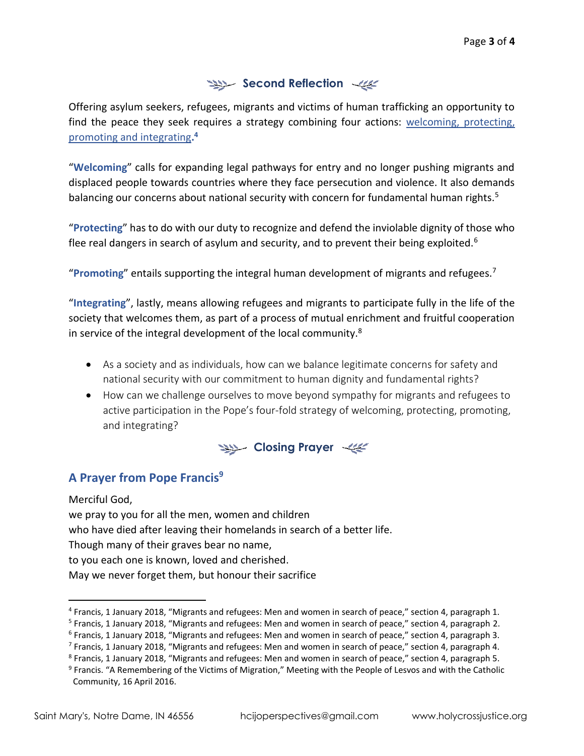## Second Reflection

Offering asylum seekers, refugees, migrants and victims of human trafficking an opportunity to find the peace they seek requires a strategy combining four actions: welcoming, protecting, promoting and integrating.[4]

"**Welcoming**" calls for expanding legal pathways for entry and no longer pushing migrants and displaced people towards countries where they face persecution and violence. It also demands balancing our concerns about national security with concern for fundamental human rights.[5]

"**Protecting**" has to do with our duty to recognize and defend the inviolable dignity of those who flee real dangers in search of asylum and security, and to prevent their being exploited.[6]

"**Promoting**" entails supporting the integral human development of migrants and refugees.[7]

"**Integrating**", lastly, means allowing refugees and migrants to participate fully in the life of the society that welcomes them, as part of a process of mutual enrichment and fruitful cooperation in service of the integral development of the local community.[8]

- As a society and as individuals, how can we balance legitimate concerns for safety and national security with our commitment to human dignity and fundamental rights?
- How can we challenge ourselves to move beyond sympathy for migrants and refugees to active participation in the Pope's four-fold strategy of welcoming, protecting, promoting, and integrating?

## Closing Prayer

### A Prayer from Pope Francis[9]

Merciful God,
we pray to you for all the men, women and children
who have died after leaving their homelands in search of a better life.
Though many of their graves bear no name,
to you each one is known, loved and cherished.
May we never forget them, but honour their sacrifice

---

[4] Francis, 1 January 2018, "Migrants and refugees: Men and women in search of peace," section 4, paragraph 1.
[5] Francis, 1 January 2018, "Migrants and refugees: Men and women in search of peace," section 4, paragraph 2.
[6] Francis, 1 January 2018, "Migrants and refugees: Men and women in search of peace," section 4, paragraph 3.
[7] Francis, 1 January 2018, "Migrants and refugees: Men and women in search of peace," section 4, paragraph 4.
[8] Francis, 1 January 2018, "Migrants and refugees: Men and women in search of peace," section 4, paragraph 5.
[9] Francis. "A Remembering of the Victims of Migration," Meeting with the People of Lesvos and with the Catholic Community, 16 April 2016.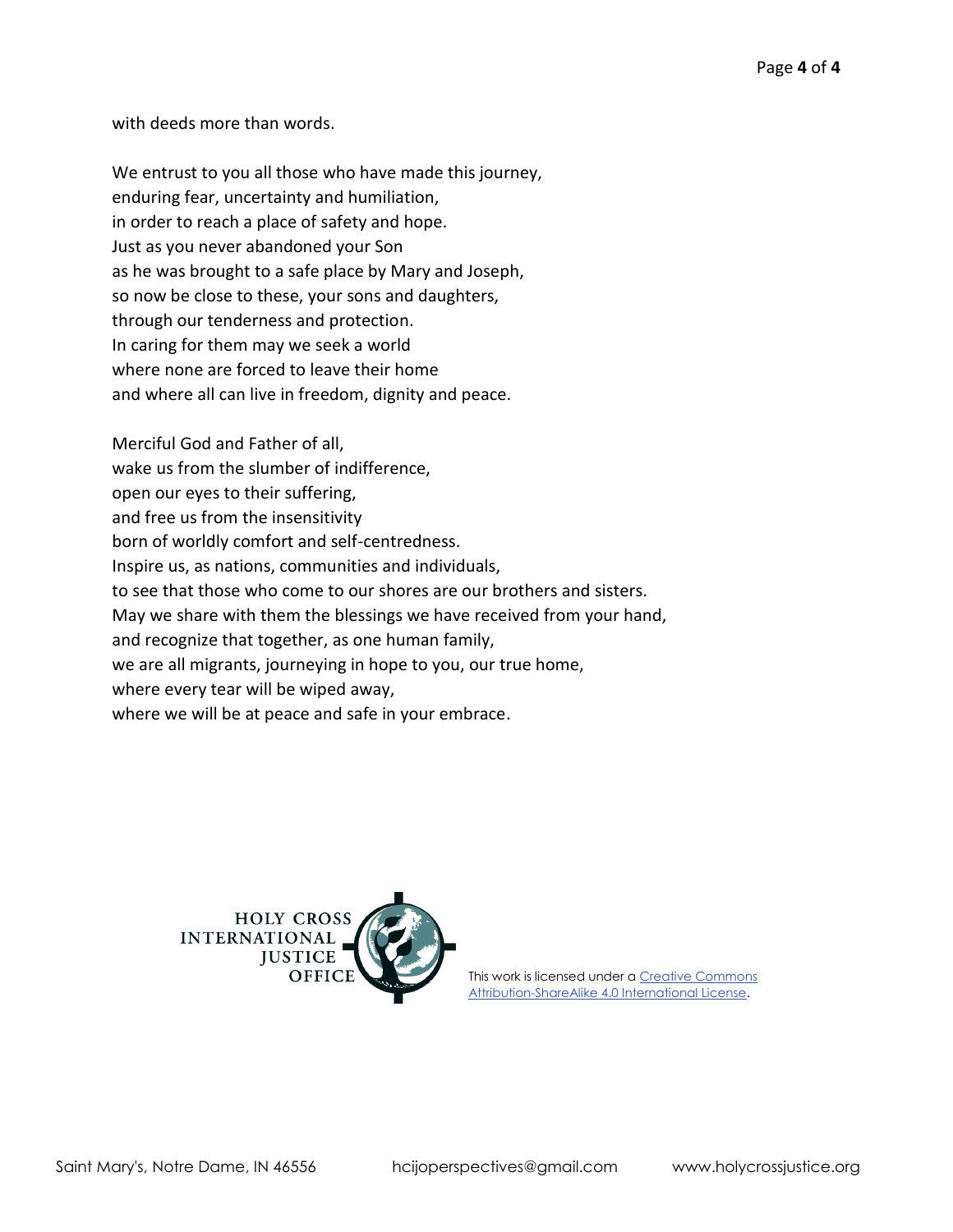with deeds more than words.

We entrust to you all those who have made this journey,
enduring fear, uncertainty and humiliation,
in order to reach a place of safety and hope.
Just as you never abandoned your Son
as he was brought to a safe place by Mary and Joseph,
so now be close to these, your sons and daughters,
through our tenderness and protection.
In caring for them may we seek a world
where none are forced to leave their home
and where all can live in freedom, dignity and peace.

Merciful God and Father of all,
wake us from the slumber of indifference,
open our eyes to their suffering,
and free us from the insensitivity
born of worldly comfort and self-centredness.
Inspire us, as nations, communities and individuals,
to see that those who come to our shores are our brothers and sisters.
May we share with them the blessings we have received from your hand,
and recognize that together, as one human family,
we are all migrants, journeying in hope to you, our true home,
where every tear will be wiped away,
where we will be at peace and safe in your embrace.

HOLY CROSS INTERNATIONAL JUSTICE OFFICE

This work is licensed under a Creative Commons Attribution-ShareAlike 4.0 International License.

Saint Mary's, Notre Dame, IN 46556 hcijoperspectives@gmail.com www.holycrossjustice.org